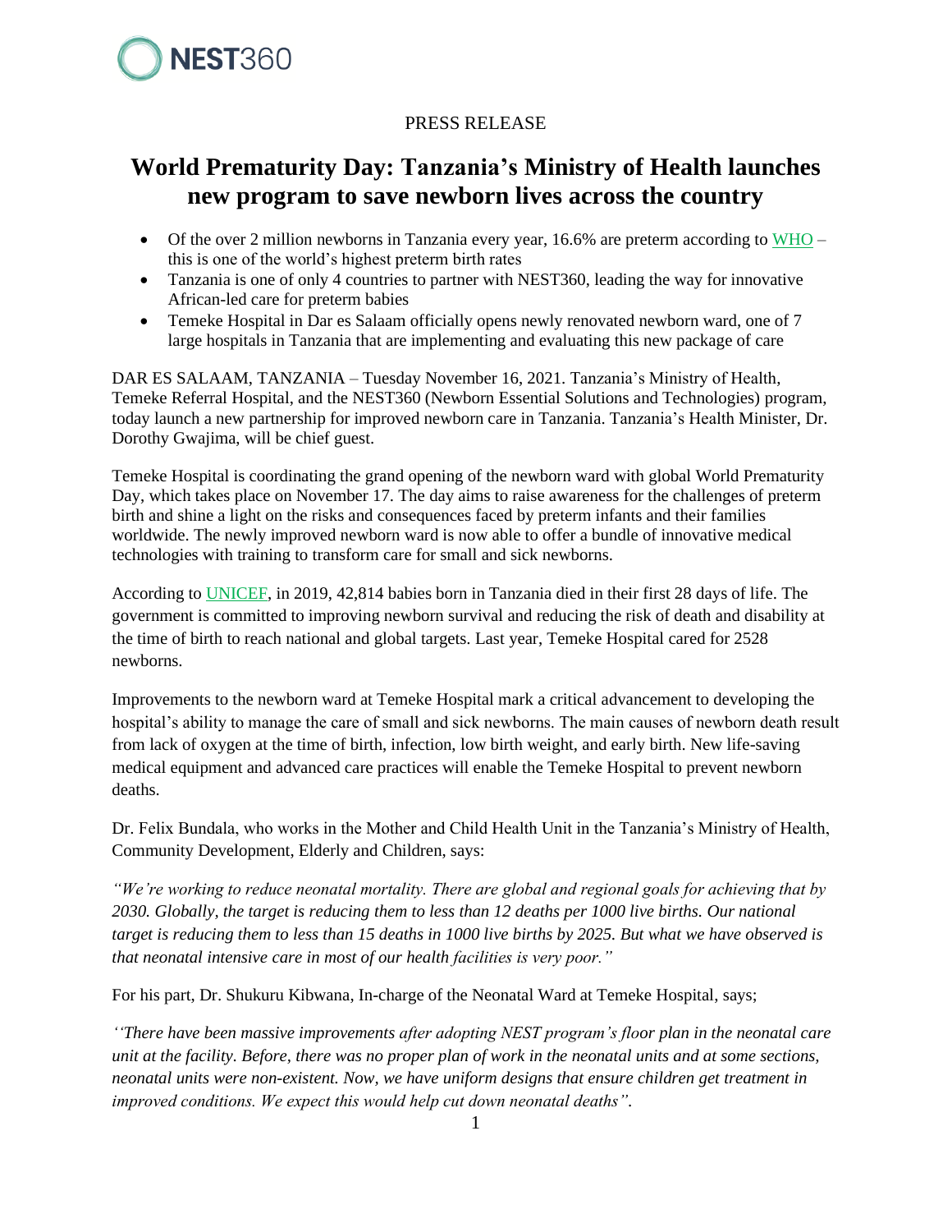NEST360

PRESS RELEASE

# World Prematurity Day: Tanzania's Ministry of Health launches new program to save newborn lives across the country

- Of the over 2 million newborns in Tanzania every year, 16.6% are preterm according to WHO – this is one of the world's highest preterm birth rates
- Tanzania is one of only 4 countries to partner with NEST360, leading the way for innovative African-led care for preterm babies
- Temeke Hospital in Dar es Salaam officially opens newly renovated newborn ward, one of 7 large hospitals in Tanzania that are implementing and evaluating this new package of care

DAR ES SALAAM, TANZANIA – Tuesday November 16, 2021. Tanzania's Ministry of Health, Temeke Referral Hospital, and the NEST360 (Newborn Essential Solutions and Technologies) program, today launch a new partnership for improved newborn care in Tanzania. Tanzania's Health Minister, Dr. Dorothy Gwajima, will be chief guest.

Temeke Hospital is coordinating the grand opening of the newborn ward with global World Prematurity Day, which takes place on November 17. The day aims to raise awareness for the challenges of preterm birth and shine a light on the risks and consequences faced by preterm infants and their families worldwide. The newly improved newborn ward is now able to offer a bundle of innovative medical technologies with training to transform care for small and sick newborns.

According to UNICEF, in 2019, 42,814 babies born in Tanzania died in their first 28 days of life. The government is committed to improving newborn survival and reducing the risk of death and disability at the time of birth to reach national and global targets. Last year, Temeke Hospital cared for 2528 newborns.

Improvements to the newborn ward at Temeke Hospital mark a critical advancement to developing the hospital's ability to manage the care of small and sick newborns. The main causes of newborn death result from lack of oxygen at the time of birth, infection, low birth weight, and early birth. New life-saving medical equipment and advanced care practices will enable the Temeke Hospital to prevent newborn deaths.

Dr. Felix Bundala, who works in the Mother and Child Health Unit in the Tanzania's Ministry of Health, Community Development, Elderly and Children, says:

*"We're working to reduce neonatal mortality. There are global and regional goals for achieving that by 2030. Globally, the target is reducing them to less than 12 deaths per 1000 live births. Our national target is reducing them to less than 15 deaths in 1000 live births by 2025. But what we have observed is that neonatal intensive care in most of our health facilities is very poor."*

For his part, Dr. Shukuru Kibwana, In-charge of the Neonatal Ward at Temeke Hospital, says;

*''There have been massive improvements after adopting NEST program's floor plan in the neonatal care unit at the facility. Before, there was no proper plan of work in the neonatal units and at some sections, neonatal units were non-existent. Now, we have uniform designs that ensure children get treatment in improved conditions. We expect this would help cut down neonatal deaths".*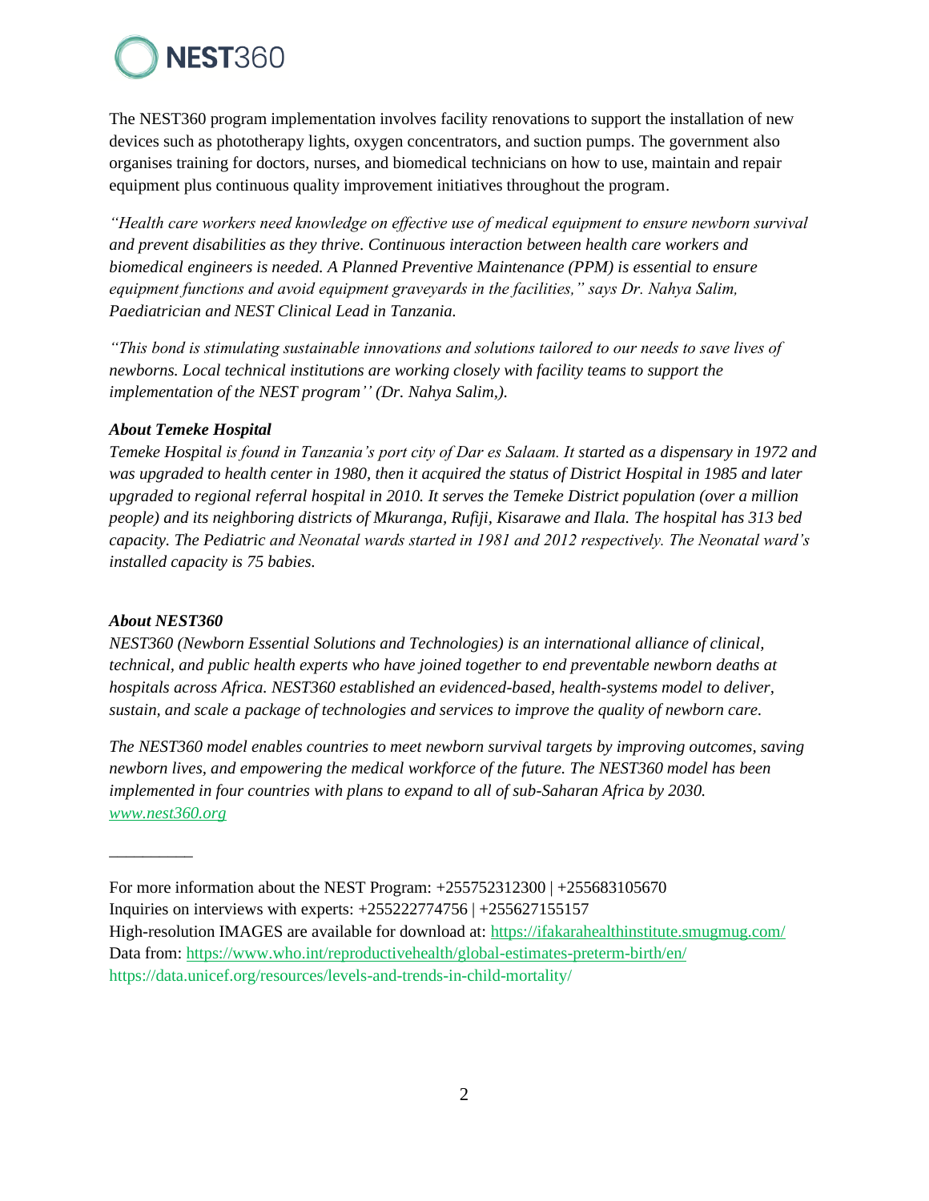The NEST360 program implementation involves facility renovations to support the installation of new devices such as phototherapy lights, oxygen concentrators, and suction pumps. The government also organises training for doctors, nurses, and biomedical technicians on how to use, maintain and repair equipment plus continuous quality improvement initiatives throughout the program.

*"Health care workers need knowledge on effective use of medical equipment to ensure newborn survival and prevent disabilities as they thrive. Continuous interaction between health care workers and biomedical engineers is needed. A Planned Preventive Maintenance (PPM) is essential to ensure equipment functions and avoid equipment graveyards in the facilities," says Dr. Nahya Salim, Paediatrician and NEST Clinical Lead in Tanzania.*

*"This bond is stimulating sustainable innovations and solutions tailored to our needs to save lives of newborns. Local technical institutions are working closely with facility teams to support the implementation of the NEST program'' (Dr. Nahya Salim,).*

***About Temeke Hospital***

*Temeke Hospital is found in Tanzania's port city of Dar es Salaam. It started as a dispensary in 1972 and was upgraded to health center in 1980, then it acquired the status of District Hospital in 1985 and later upgraded to regional referral hospital in 2010. It serves the Temeke District population (over a million people) and its neighboring districts of Mkuranga, Rufiji, Kisarawe and Ilala. The hospital has 313 bed capacity. The Pediatric and Neonatal wards started in 1981 and 2012 respectively. The Neonatal ward's installed capacity is 75 babies.*

***About NEST360***

*NEST360 (Newborn Essential Solutions and Technologies) is an international alliance of clinical, technical, and public health experts who have joined together to end preventable newborn deaths at hospitals across Africa. NEST360 established an evidenced-based, health-systems model to deliver, sustain, and scale a package of technologies and services to improve the quality of newborn care.*

*The NEST360 model enables countries to meet newborn survival targets by improving outcomes, saving newborn lives, and empowering the medical workforce of the future. The NEST360 model has been implemented in four countries with plans to expand to all of sub-Saharan Africa by 2030. [www.nest360.org](www.nest360.org)*

__________

For more information about the NEST Program: +255752312300 | +255683105670
Inquiries on interviews with experts: +255222774756 | +255627155157
High-resolution IMAGES are available for download at: https://ifakarahealthinstitute.smugmug.com/
Data from: https://www.who.int/reproductivehealth/global-estimates-preterm-birth/en/
https://data.unicef.org/resources/levels-and-trends-in-child-mortality/